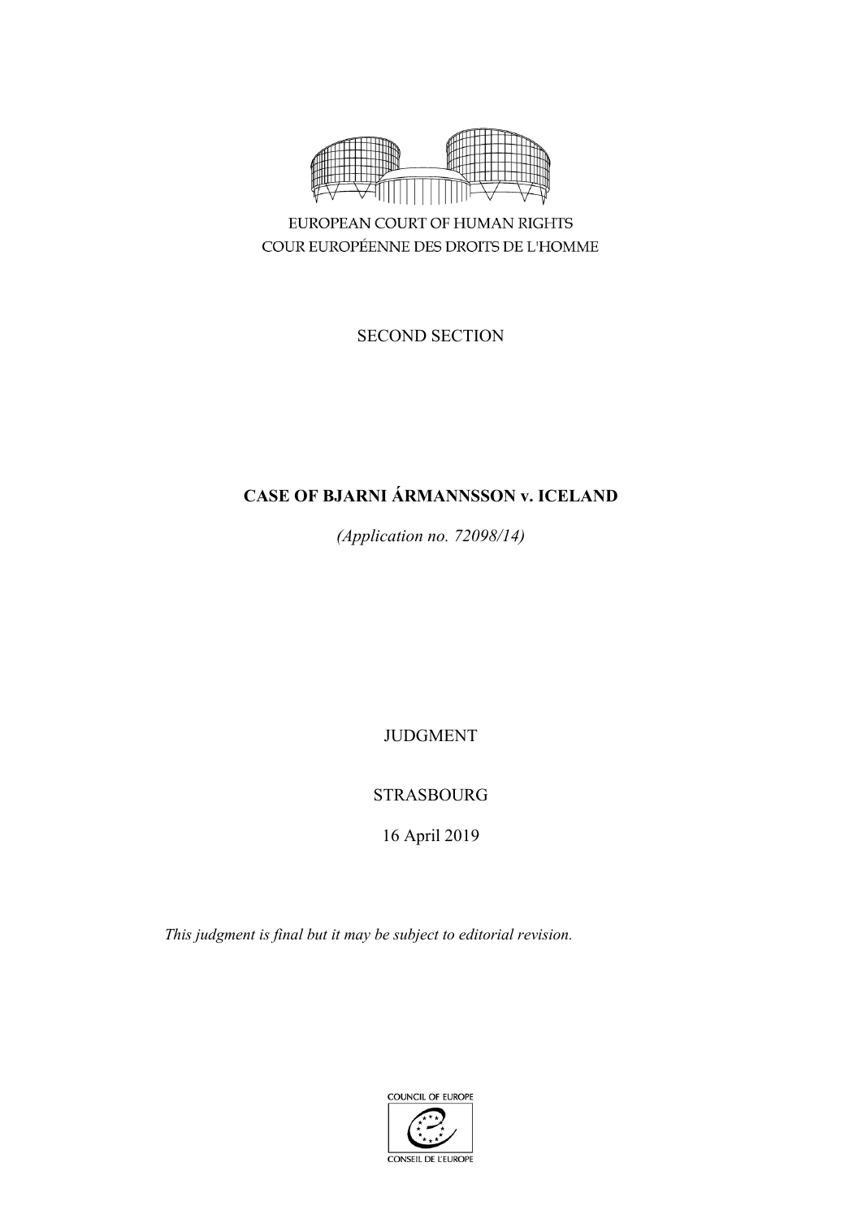EUROPEAN COURT OF HUMAN RIGHTS
COUR EUROPÉENNE DES DROITS DE L'HOMME

SECOND SECTION

**CASE OF BJARNI ÁRMANNSSON v. ICELAND**

*(Application no. 72098/14)*

JUDGMENT

STRASBOURG

16 April 2019

*This judgment is final but it may be subject to editorial revision.*

COUNCIL OF EUROPE
CONSEIL DE L'EUROPE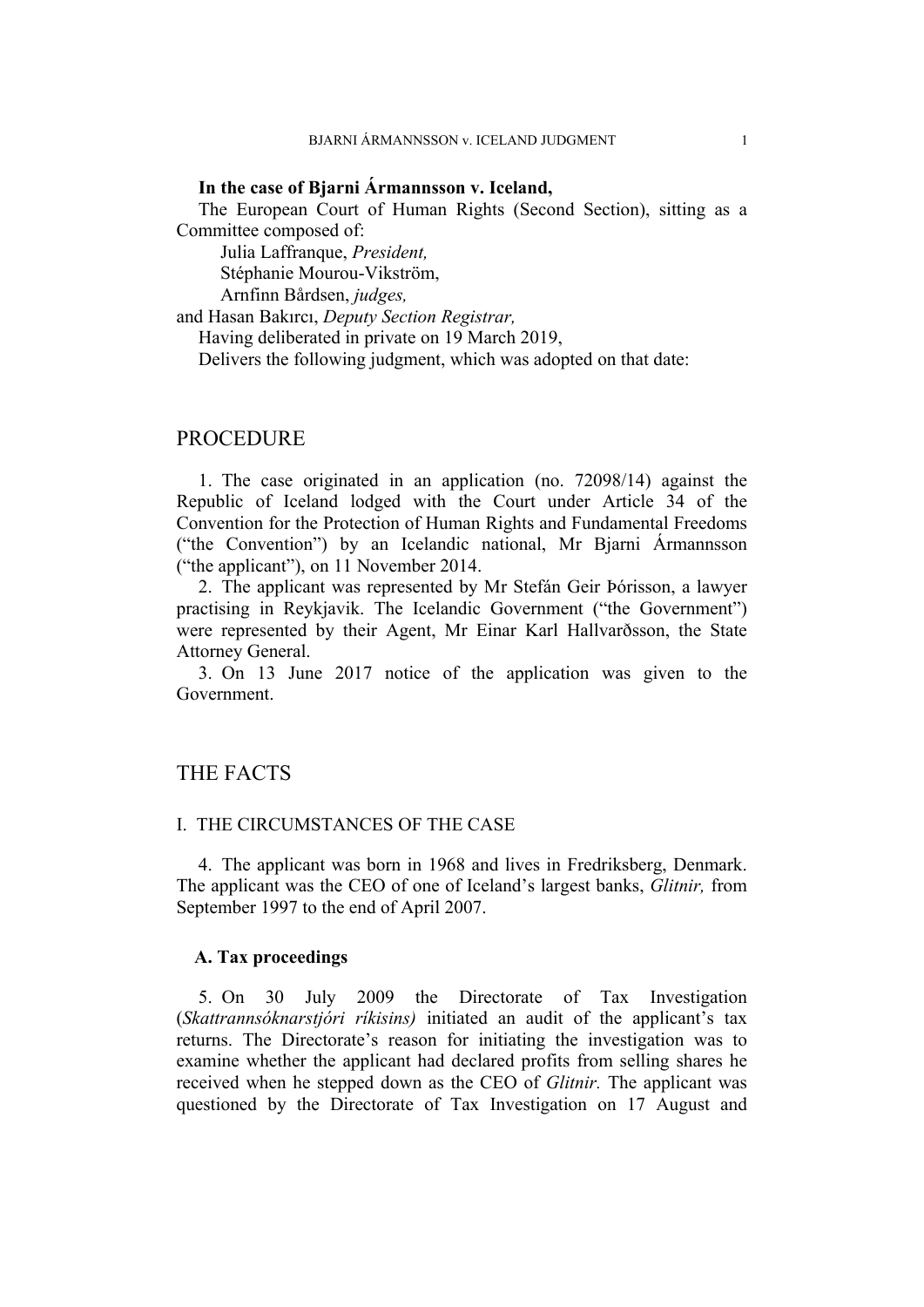**In the case of Bjarni Ármannsson v. Iceland,**

The European Court of Human Rights (Second Section), sitting as a Committee composed of:

Julia Laffranque, *President,*
Stéphanie Mourou-Vikström,
Arnfinn Bårdsen, *judges,*
and Hasan Bakırcı, *Deputy Section Registrar,*

Having deliberated in private on 19 March 2019,

Delivers the following judgment, which was adopted on that date:

# PROCEDURE

1. The case originated in an application (no. 72098/14) against the Republic of Iceland lodged with the Court under Article 34 of the Convention for the Protection of Human Rights and Fundamental Freedoms ("the Convention") by an Icelandic national, Mr Bjarni Ármannsson ("the applicant"), on 11 November 2014.

2. The applicant was represented by Mr Stefán Geir Þórisson, a lawyer practising in Reykjavik. The Icelandic Government ("the Government") were represented by their Agent, Mr Einar Karl Hallvarðsson, the State Attorney General.

3. On 13 June 2017 notice of the application was given to the Government.

# THE FACTS

## I. THE CIRCUMSTANCES OF THE CASE

4. The applicant was born in 1968 and lives in Fredriksberg, Denmark. The applicant was the CEO of one of Iceland's largest banks, *Glitnir,* from September 1997 to the end of April 2007.

### A. Tax proceedings

5. On 30 July 2009 the Directorate of Tax Investigation (*Skattrannsóknarstjóri ríkisins)* initiated an audit of the applicant's tax returns. The Directorate's reason for initiating the investigation was to examine whether the applicant had declared profits from selling shares he received when he stepped down as the CEO of *Glitnir.* The applicant was questioned by the Directorate of Tax Investigation on 17 August and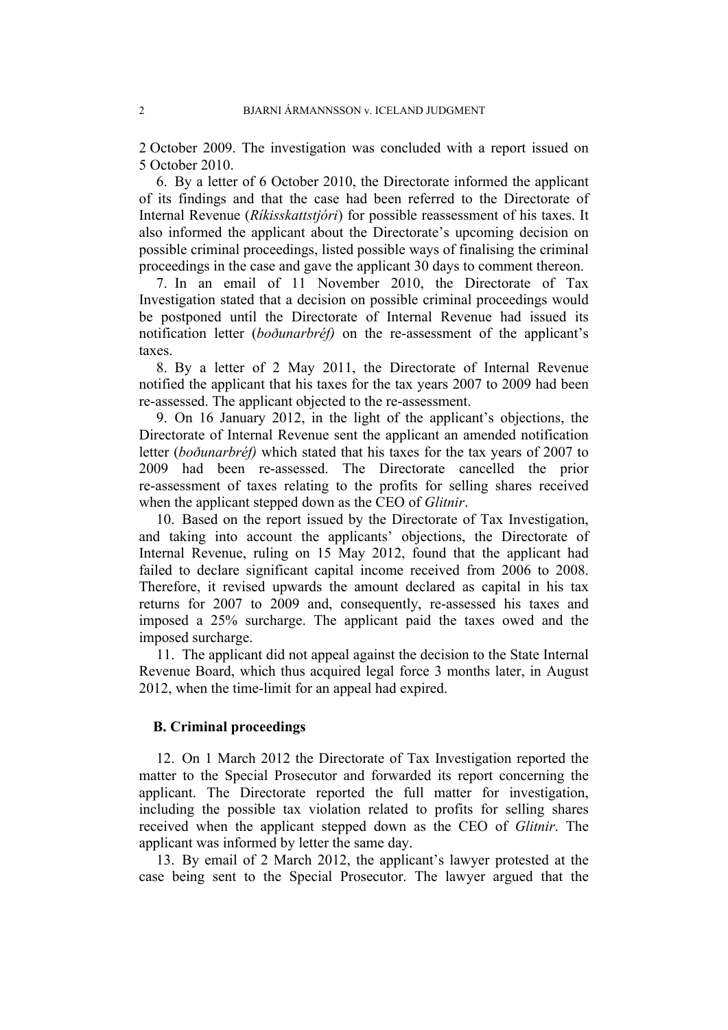2 October 2009. The investigation was concluded with a report issued on 5 October 2010.

6. By a letter of 6 October 2010, the Directorate informed the applicant of its findings and that the case had been referred to the Directorate of Internal Revenue (*Ríkisskattstjóri*) for possible reassessment of his taxes. It also informed the applicant about the Directorate's upcoming decision on possible criminal proceedings, listed possible ways of finalising the criminal proceedings in the case and gave the applicant 30 days to comment thereon.

7. In an email of 11 November 2010, the Directorate of Tax Investigation stated that a decision on possible criminal proceedings would be postponed until the Directorate of Internal Revenue had issued its notification letter (*boðunarbréf)* on the re-assessment of the applicant's taxes.

8. By a letter of 2 May 2011, the Directorate of Internal Revenue notified the applicant that his taxes for the tax years 2007 to 2009 had been re-assessed. The applicant objected to the re-assessment.

9. On 16 January 2012, in the light of the applicant's objections, the Directorate of Internal Revenue sent the applicant an amended notification letter (*boðunarbréf)* which stated that his taxes for the tax years of 2007 to 2009 had been re-assessed. The Directorate cancelled the prior re-assessment of taxes relating to the profits for selling shares received when the applicant stepped down as the CEO of *Glitnir*.

10. Based on the report issued by the Directorate of Tax Investigation, and taking into account the applicants' objections, the Directorate of Internal Revenue, ruling on 15 May 2012, found that the applicant had failed to declare significant capital income received from 2006 to 2008. Therefore, it revised upwards the amount declared as capital in his tax returns for 2007 to 2009 and, consequently, re-assessed his taxes and imposed a 25% surcharge. The applicant paid the taxes owed and the imposed surcharge.

11. The applicant did not appeal against the decision to the State Internal Revenue Board, which thus acquired legal force 3 months later, in August 2012, when the time-limit for an appeal had expired.

**B. Criminal proceedings**

12. On 1 March 2012 the Directorate of Tax Investigation reported the matter to the Special Prosecutor and forwarded its report concerning the applicant. The Directorate reported the full matter for investigation, including the possible tax violation related to profits for selling shares received when the applicant stepped down as the CEO of *Glitnir*. The applicant was informed by letter the same day.

13. By email of 2 March 2012, the applicant's lawyer protested at the case being sent to the Special Prosecutor. The lawyer argued that the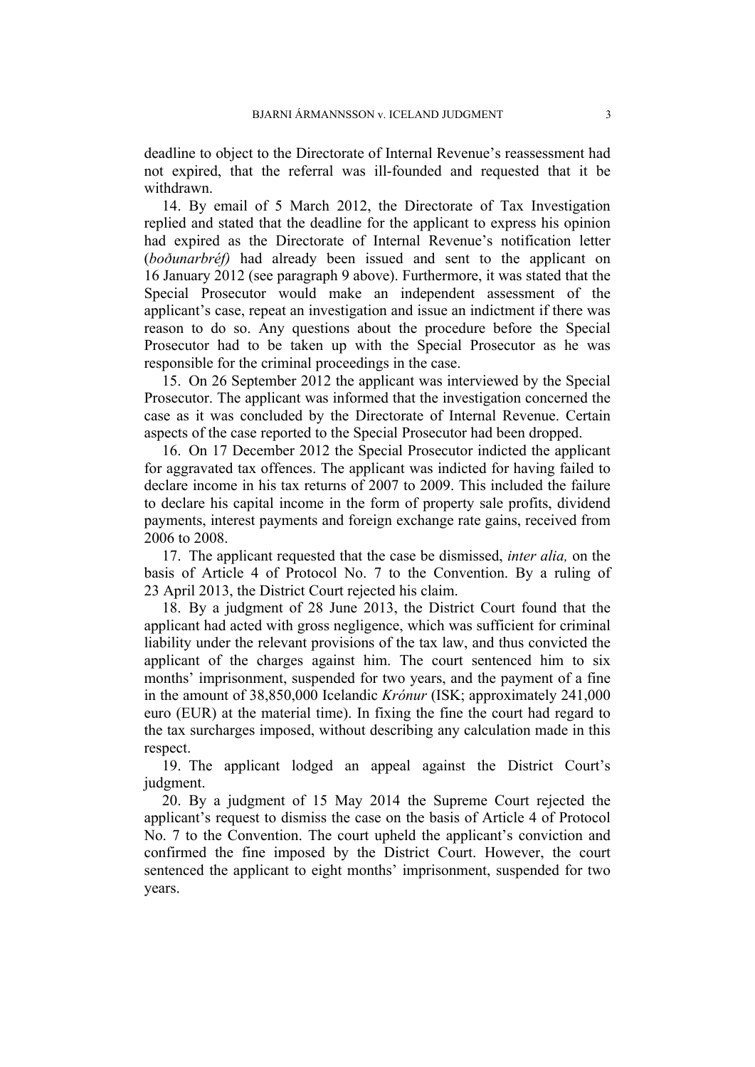deadline to object to the Directorate of Internal Revenue's reassessment had not expired, that the referral was ill-founded and requested that it be withdrawn.

14. By email of 5 March 2012, the Directorate of Tax Investigation replied and stated that the deadline for the applicant to express his opinion had expired as the Directorate of Internal Revenue's notification letter (*boðunarbréf)* had already been issued and sent to the applicant on 16 January 2012 (see paragraph 9 above). Furthermore, it was stated that the Special Prosecutor would make an independent assessment of the applicant's case, repeat an investigation and issue an indictment if there was reason to do so. Any questions about the procedure before the Special Prosecutor had to be taken up with the Special Prosecutor as he was responsible for the criminal proceedings in the case.

15. On 26 September 2012 the applicant was interviewed by the Special Prosecutor. The applicant was informed that the investigation concerned the case as it was concluded by the Directorate of Internal Revenue. Certain aspects of the case reported to the Special Prosecutor had been dropped.

16. On 17 December 2012 the Special Prosecutor indicted the applicant for aggravated tax offences. The applicant was indicted for having failed to declare income in his tax returns of 2007 to 2009. This included the failure to declare his capital income in the form of property sale profits, dividend payments, interest payments and foreign exchange rate gains, received from 2006 to 2008.

17. The applicant requested that the case be dismissed, *inter alia,* on the basis of Article 4 of Protocol No. 7 to the Convention. By a ruling of 23 April 2013, the District Court rejected his claim.

18. By a judgment of 28 June 2013, the District Court found that the applicant had acted with gross negligence, which was sufficient for criminal liability under the relevant provisions of the tax law, and thus convicted the applicant of the charges against him. The court sentenced him to six months' imprisonment, suspended for two years, and the payment of a fine in the amount of 38,850,000 Icelandic *Krónur* (ISK; approximately 241,000 euro (EUR) at the material time). In fixing the fine the court had regard to the tax surcharges imposed, without describing any calculation made in this respect.

19. The applicant lodged an appeal against the District Court's judgment.

20. By a judgment of 15 May 2014 the Supreme Court rejected the applicant's request to dismiss the case on the basis of Article 4 of Protocol No. 7 to the Convention. The court upheld the applicant's conviction and confirmed the fine imposed by the District Court. However, the court sentenced the applicant to eight months' imprisonment, suspended for two years.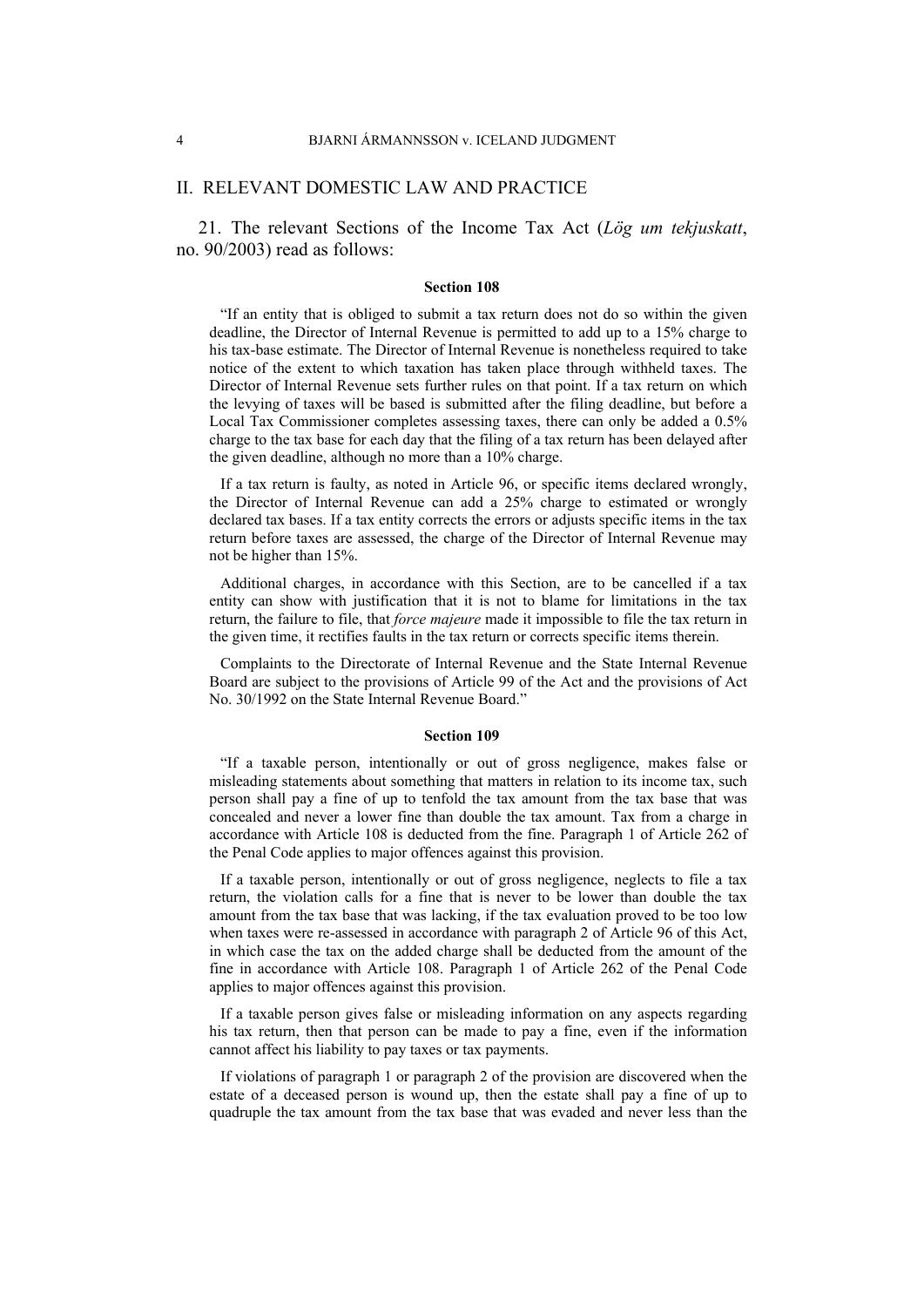## II. RELEVANT DOMESTIC LAW AND PRACTICE

21. The relevant Sections of the Income Tax Act (*Lög um tekjuskatt*, no. 90/2003) read as follows:

#### Section 108

"If an entity that is obliged to submit a tax return does not do so within the given deadline, the Director of Internal Revenue is permitted to add up to a 15% charge to his tax-base estimate. The Director of Internal Revenue is nonetheless required to take notice of the extent to which taxation has taken place through withheld taxes. The Director of Internal Revenue sets further rules on that point. If a tax return on which the levying of taxes will be based is submitted after the filing deadline, but before a Local Tax Commissioner completes assessing taxes, there can only be added a 0.5% charge to the tax base for each day that the filing of a tax return has been delayed after the given deadline, although no more than a 10% charge.

If a tax return is faulty, as noted in Article 96, or specific items declared wrongly, the Director of Internal Revenue can add a 25% charge to estimated or wrongly declared tax bases. If a tax entity corrects the errors or adjusts specific items in the tax return before taxes are assessed, the charge of the Director of Internal Revenue may not be higher than 15%.

Additional charges, in accordance with this Section, are to be cancelled if a tax entity can show with justification that it is not to blame for limitations in the tax return, the failure to file, that *force majeure* made it impossible to file the tax return in the given time, it rectifies faults in the tax return or corrects specific items therein.

Complaints to the Directorate of Internal Revenue and the State Internal Revenue Board are subject to the provisions of Article 99 of the Act and the provisions of Act No. 30/1992 on the State Internal Revenue Board."

#### Section 109

"If a taxable person, intentionally or out of gross negligence, makes false or misleading statements about something that matters in relation to its income tax, such person shall pay a fine of up to tenfold the tax amount from the tax base that was concealed and never a lower fine than double the tax amount. Tax from a charge in accordance with Article 108 is deducted from the fine. Paragraph 1 of Article 262 of the Penal Code applies to major offences against this provision.

If a taxable person, intentionally or out of gross negligence, neglects to file a tax return, the violation calls for a fine that is never to be lower than double the tax amount from the tax base that was lacking, if the tax evaluation proved to be too low when taxes were re-assessed in accordance with paragraph 2 of Article 96 of this Act, in which case the tax on the added charge shall be deducted from the amount of the fine in accordance with Article 108. Paragraph 1 of Article 262 of the Penal Code applies to major offences against this provision.

If a taxable person gives false or misleading information on any aspects regarding his tax return, then that person can be made to pay a fine, even if the information cannot affect his liability to pay taxes or tax payments.

If violations of paragraph 1 or paragraph 2 of the provision are discovered when the estate of a deceased person is wound up, then the estate shall pay a fine of up to quadruple the tax amount from the tax base that was evaded and never less than the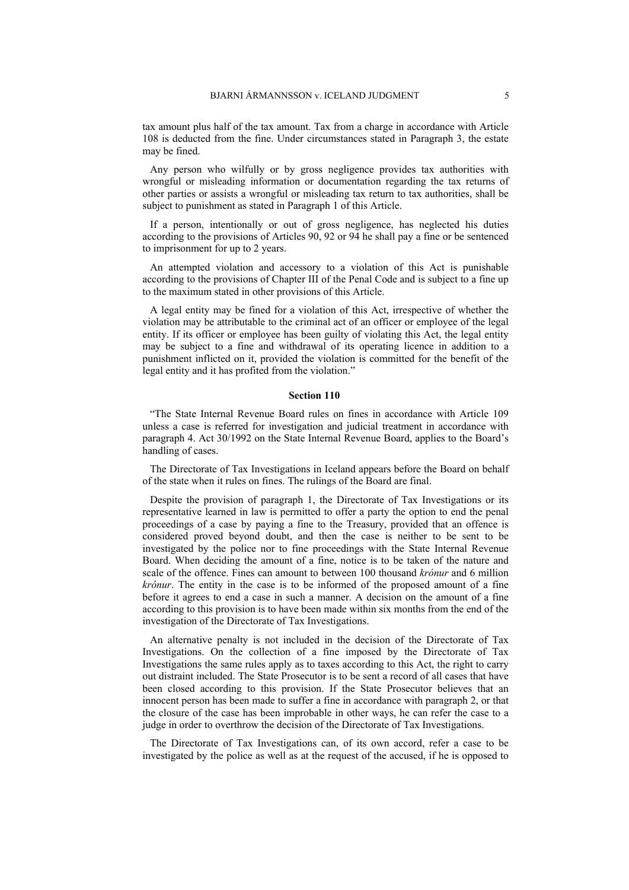tax amount plus half of the tax amount. Tax from a charge in accordance with Article 108 is deducted from the fine. Under circumstances stated in Paragraph 3, the estate may be fined.

Any person who wilfully or by gross negligence provides tax authorities with wrongful or misleading information or documentation regarding the tax returns of other parties or assists a wrongful or misleading tax return to tax authorities, shall be subject to punishment as stated in Paragraph 1 of this Article.

If a person, intentionally or out of gross negligence, has neglected his duties according to the provisions of Articles 90, 92 or 94 he shall pay a fine or be sentenced to imprisonment for up to 2 years.

An attempted violation and accessory to a violation of this Act is punishable according to the provisions of Chapter III of the Penal Code and is subject to a fine up to the maximum stated in other provisions of this Article.

A legal entity may be fined for a violation of this Act, irrespective of whether the violation may be attributable to the criminal act of an officer or employee of the legal entity. If its officer or employee has been guilty of violating this Act, the legal entity may be subject to a fine and withdrawal of its operating licence in addition to a punishment inflicted on it, provided the violation is committed for the benefit of the legal entity and it has profited from the violation."

#### Section 110

"The State Internal Revenue Board rules on fines in accordance with Article 109 unless a case is referred for investigation and judicial treatment in accordance with paragraph 4. Act 30/1992 on the State Internal Revenue Board, applies to the Board's handling of cases.

The Directorate of Tax Investigations in Iceland appears before the Board on behalf of the state when it rules on fines. The rulings of the Board are final.

Despite the provision of paragraph 1, the Directorate of Tax Investigations or its representative learned in law is permitted to offer a party the option to end the penal proceedings of a case by paying a fine to the Treasury, provided that an offence is considered proved beyond doubt, and then the case is neither to be sent to be investigated by the police nor to fine proceedings with the State Internal Revenue Board. When deciding the amount of a fine, notice is to be taken of the nature and scale of the offence. Fines can amount to between 100 thousand *krónur* and 6 million *krónur*. The entity in the case is to be informed of the proposed amount of a fine before it agrees to end a case in such a manner. A decision on the amount of a fine according to this provision is to have been made within six months from the end of the investigation of the Directorate of Tax Investigations.

An alternative penalty is not included in the decision of the Directorate of Tax Investigations. On the collection of a fine imposed by the Directorate of Tax Investigations the same rules apply as to taxes according to this Act, the right to carry out distraint included. The State Prosecutor is to be sent a record of all cases that have been closed according to this provision. If the State Prosecutor believes that an innocent person has been made to suffer a fine in accordance with paragraph 2, or that the closure of the case has been improbable in other ways, he can refer the case to a judge in order to overthrow the decision of the Directorate of Tax Investigations.

The Directorate of Tax Investigations can, of its own accord, refer a case to be investigated by the police as well as at the request of the accused, if he is opposed to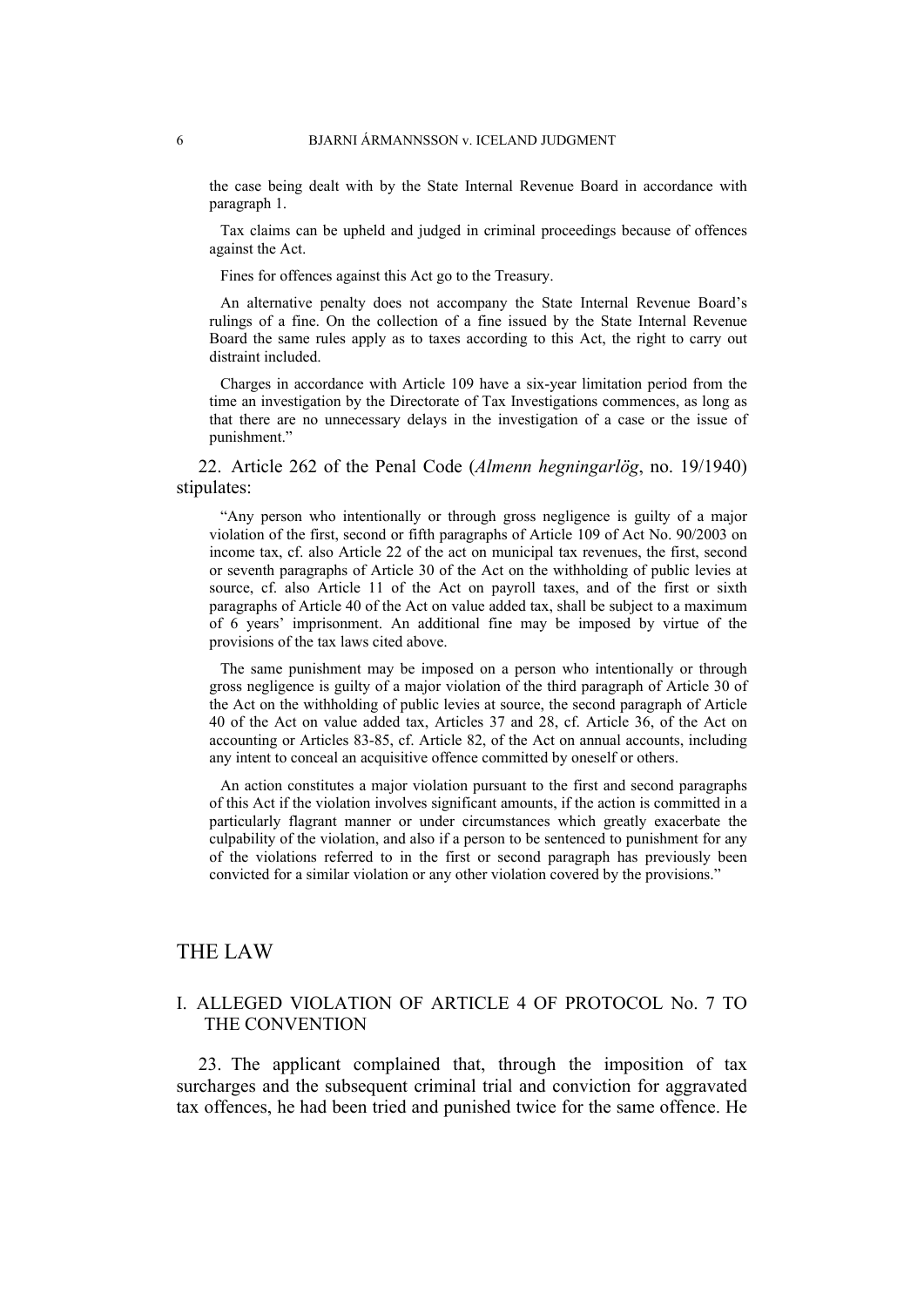the case being dealt with by the State Internal Revenue Board in accordance with paragraph 1.

Tax claims can be upheld and judged in criminal proceedings because of offences against the Act.

Fines for offences against this Act go to the Treasury.

An alternative penalty does not accompany the State Internal Revenue Board's rulings of a fine. On the collection of a fine issued by the State Internal Revenue Board the same rules apply as to taxes according to this Act, the right to carry out distraint included.

Charges in accordance with Article 109 have a six-year limitation period from the time an investigation by the Directorate of Tax Investigations commences, as long as that there are no unnecessary delays in the investigation of a case or the issue of punishment."

22. Article 262 of the Penal Code (*Almenn hegningarlög*, no. 19/1940) stipulates:

"Any person who intentionally or through gross negligence is guilty of a major violation of the first, second or fifth paragraphs of Article 109 of Act No. 90/2003 on income tax, cf. also Article 22 of the act on municipal tax revenues, the first, second or seventh paragraphs of Article 30 of the Act on the withholding of public levies at source, cf. also Article 11 of the Act on payroll taxes, and of the first or sixth paragraphs of Article 40 of the Act on value added tax, shall be subject to a maximum of 6 years' imprisonment. An additional fine may be imposed by virtue of the provisions of the tax laws cited above.

The same punishment may be imposed on a person who intentionally or through gross negligence is guilty of a major violation of the third paragraph of Article 30 of the Act on the withholding of public levies at source, the second paragraph of Article 40 of the Act on value added tax, Articles 37 and 28, cf. Article 36, of the Act on accounting or Articles 83-85, cf. Article 82, of the Act on annual accounts, including any intent to conceal an acquisitive offence committed by oneself or others.

An action constitutes a major violation pursuant to the first and second paragraphs of this Act if the violation involves significant amounts, if the action is committed in a particularly flagrant manner or under circumstances which greatly exacerbate the culpability of the violation, and also if a person to be sentenced to punishment for any of the violations referred to in the first or second paragraph has previously been convicted for a similar violation or any other violation covered by the provisions."

# THE LAW

## I. ALLEGED VIOLATION OF ARTICLE 4 OF PROTOCOL No. 7 TO THE CONVENTION

23. The applicant complained that, through the imposition of tax surcharges and the subsequent criminal trial and conviction for aggravated tax offences, he had been tried and punished twice for the same offence. He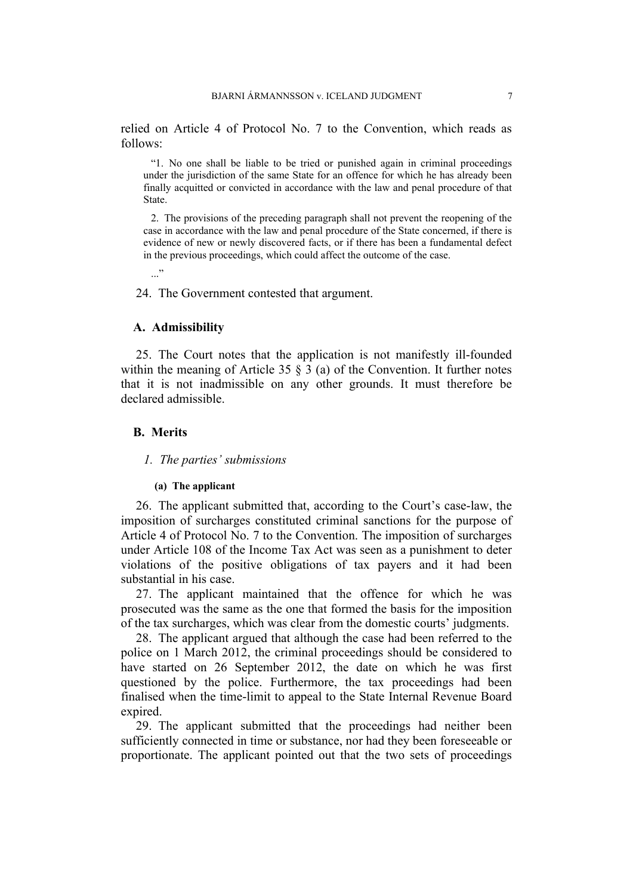relied on Article 4 of Protocol No. 7 to the Convention, which reads as follows:

> "1. No one shall be liable to be tried or punished again in criminal proceedings under the jurisdiction of the same State for an offence for which he has already been finally acquitted or convicted in accordance with the law and penal procedure of that State.
>
> 2. The provisions of the preceding paragraph shall not prevent the reopening of the case in accordance with the law and penal procedure of the State concerned, if there is evidence of new or newly discovered facts, or if there has been a fundamental defect in the previous proceedings, which could affect the outcome of the case.
>
> ..."

24. The Government contested that argument.

## A. Admissibility

25. The Court notes that the application is not manifestly ill-founded within the meaning of Article 35 § 3 (a) of the Convention. It further notes that it is not inadmissible on any other grounds. It must therefore be declared admissible.

## B. Merits

### *1. The parties' submissions*

#### (a) The applicant

26. The applicant submitted that, according to the Court's case-law, the imposition of surcharges constituted criminal sanctions for the purpose of Article 4 of Protocol No. 7 to the Convention. The imposition of surcharges under Article 108 of the Income Tax Act was seen as a punishment to deter violations of the positive obligations of tax payers and it had been substantial in his case.

27. The applicant maintained that the offence for which he was prosecuted was the same as the one that formed the basis for the imposition of the tax surcharges, which was clear from the domestic courts' judgments.

28. The applicant argued that although the case had been referred to the police on 1 March 2012, the criminal proceedings should be considered to have started on 26 September 2012, the date on which he was first questioned by the police. Furthermore, the tax proceedings had been finalised when the time-limit to appeal to the State Internal Revenue Board expired.

29. The applicant submitted that the proceedings had neither been sufficiently connected in time or substance, nor had they been foreseeable or proportionate. The applicant pointed out that the two sets of proceedings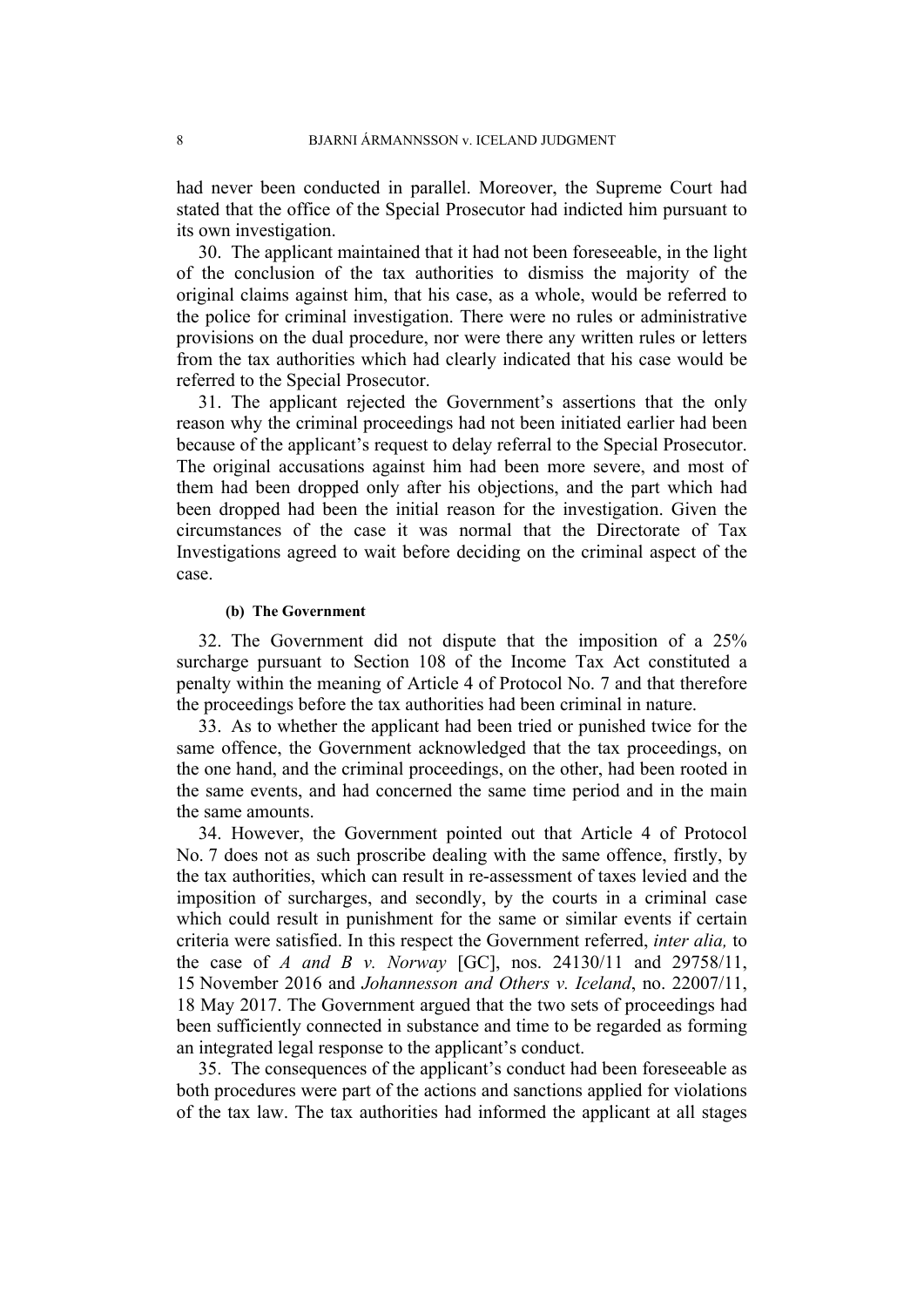had never been conducted in parallel. Moreover, the Supreme Court had stated that the office of the Special Prosecutor had indicted him pursuant to its own investigation.

30. The applicant maintained that it had not been foreseeable, in the light of the conclusion of the tax authorities to dismiss the majority of the original claims against him, that his case, as a whole, would be referred to the police for criminal investigation. There were no rules or administrative provisions on the dual procedure, nor were there any written rules or letters from the tax authorities which had clearly indicated that his case would be referred to the Special Prosecutor.

31. The applicant rejected the Government's assertions that the only reason why the criminal proceedings had not been initiated earlier had been because of the applicant's request to delay referral to the Special Prosecutor. The original accusations against him had been more severe, and most of them had been dropped only after his objections, and the part which had been dropped had been the initial reason for the investigation. Given the circumstances of the case it was normal that the Directorate of Tax Investigations agreed to wait before deciding on the criminal aspect of the case.

##### (b) The Government

32. The Government did not dispute that the imposition of a 25% surcharge pursuant to Section 108 of the Income Tax Act constituted a penalty within the meaning of Article 4 of Protocol No. 7 and that therefore the proceedings before the tax authorities had been criminal in nature.

33. As to whether the applicant had been tried or punished twice for the same offence, the Government acknowledged that the tax proceedings, on the one hand, and the criminal proceedings, on the other, had been rooted in the same events, and had concerned the same time period and in the main the same amounts.

34. However, the Government pointed out that Article 4 of Protocol No. 7 does not as such proscribe dealing with the same offence, firstly, by the tax authorities, which can result in re-assessment of taxes levied and the imposition of surcharges, and secondly, by the courts in a criminal case which could result in punishment for the same or similar events if certain criteria were satisfied. In this respect the Government referred, *inter alia,* to the case of *A and B v. Norway* [GC], nos. 24130/11 and 29758/11, 15 November 2016 and *Johannesson and Others v. Iceland*, no. 22007/11, 18 May 2017. The Government argued that the two sets of proceedings had been sufficiently connected in substance and time to be regarded as forming an integrated legal response to the applicant's conduct.

35. The consequences of the applicant's conduct had been foreseeable as both procedures were part of the actions and sanctions applied for violations of the tax law. The tax authorities had informed the applicant at all stages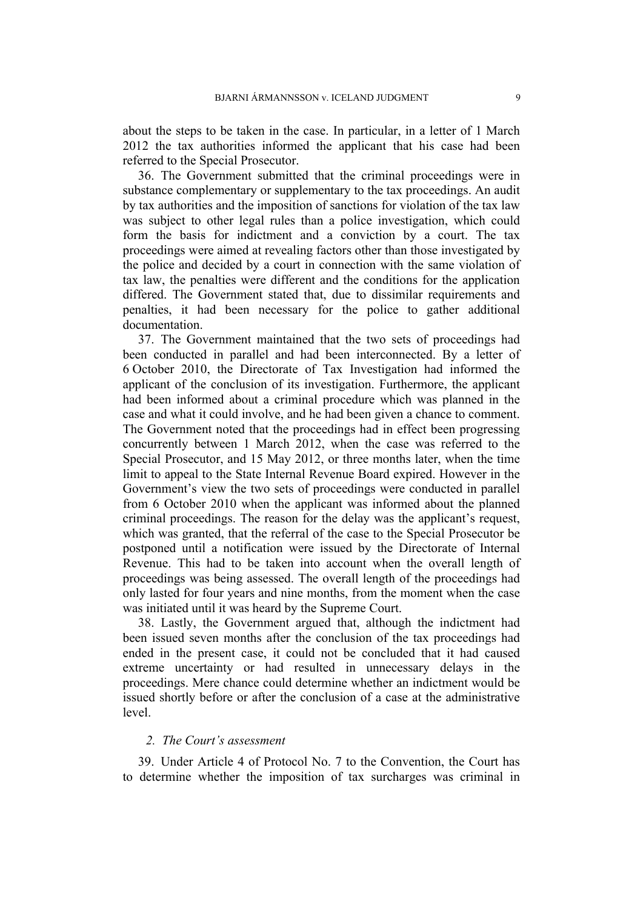about the steps to be taken in the case. In particular, in a letter of 1 March 2012 the tax authorities informed the applicant that his case had been referred to the Special Prosecutor.

36. The Government submitted that the criminal proceedings were in substance complementary or supplementary to the tax proceedings. An audit by tax authorities and the imposition of sanctions for violation of the tax law was subject to other legal rules than a police investigation, which could form the basis for indictment and a conviction by a court. The tax proceedings were aimed at revealing factors other than those investigated by the police and decided by a court in connection with the same violation of tax law, the penalties were different and the conditions for the application differed. The Government stated that, due to dissimilar requirements and penalties, it had been necessary for the police to gather additional documentation.

37. The Government maintained that the two sets of proceedings had been conducted in parallel and had been interconnected. By a letter of 6 October 2010, the Directorate of Tax Investigation had informed the applicant of the conclusion of its investigation. Furthermore, the applicant had been informed about a criminal procedure which was planned in the case and what it could involve, and he had been given a chance to comment. The Government noted that the proceedings had in effect been progressing concurrently between 1 March 2012, when the case was referred to the Special Prosecutor, and 15 May 2012, or three months later, when the time limit to appeal to the State Internal Revenue Board expired. However in the Government's view the two sets of proceedings were conducted in parallel from 6 October 2010 when the applicant was informed about the planned criminal proceedings. The reason for the delay was the applicant's request, which was granted, that the referral of the case to the Special Prosecutor be postponed until a notification were issued by the Directorate of Internal Revenue. This had to be taken into account when the overall length of proceedings was being assessed. The overall length of the proceedings had only lasted for four years and nine months, from the moment when the case was initiated until it was heard by the Supreme Court.

38. Lastly, the Government argued that, although the indictment had been issued seven months after the conclusion of the tax proceedings had ended in the present case, it could not be concluded that it had caused extreme uncertainty or had resulted in unnecessary delays in the proceedings. Mere chance could determine whether an indictment would be issued shortly before or after the conclusion of a case at the administrative level.

### 2. The Court's assessment

39. Under Article 4 of Protocol No. 7 to the Convention, the Court has to determine whether the imposition of tax surcharges was criminal in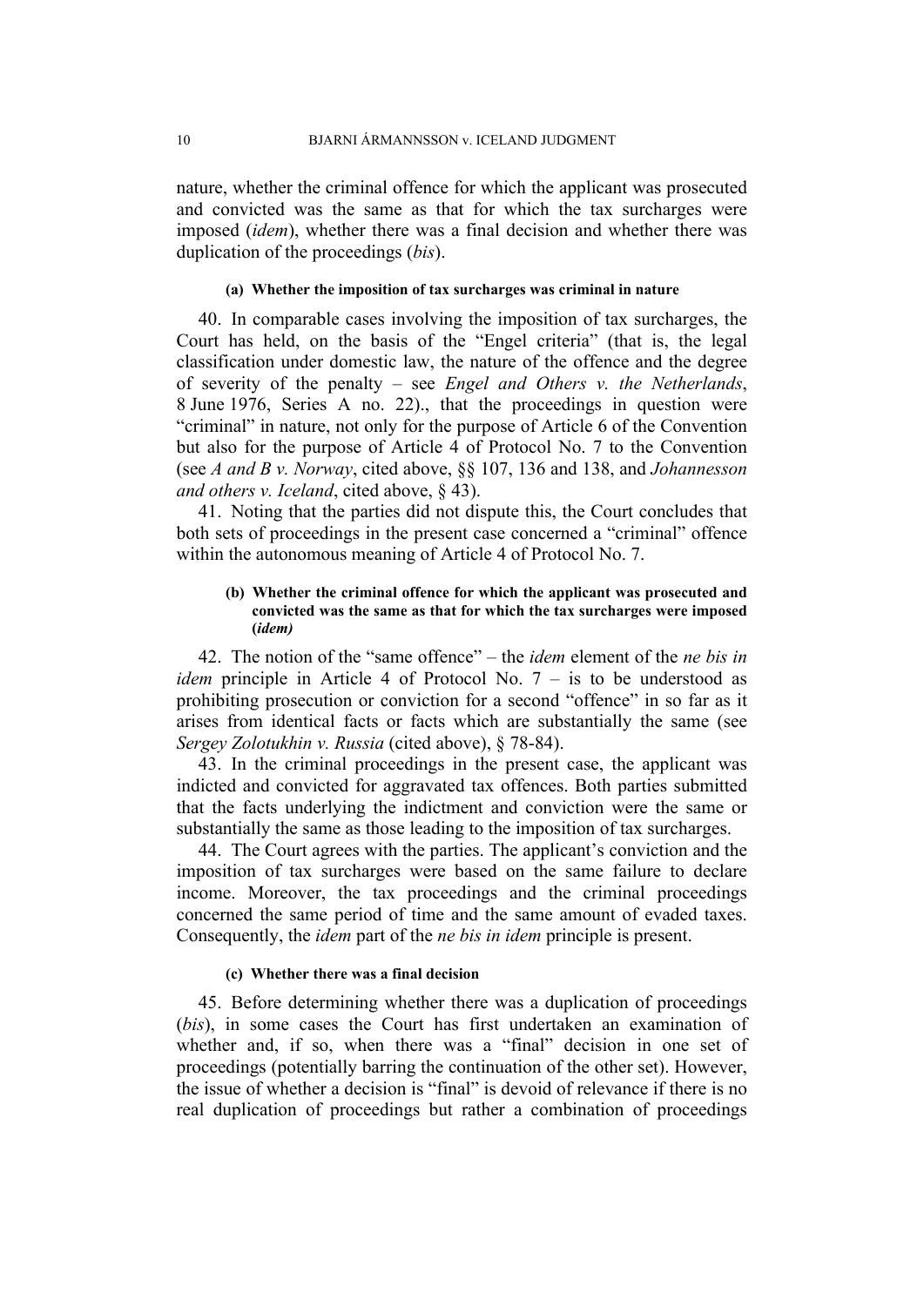nature, whether the criminal offence for which the applicant was prosecuted and convicted was the same as that for which the tax surcharges were imposed (*idem*), whether there was a final decision and whether there was duplication of the proceedings (*bis*).

#### (a) Whether the imposition of tax surcharges was criminal in nature

40. In comparable cases involving the imposition of tax surcharges, the Court has held, on the basis of the "Engel criteria" (that is, the legal classification under domestic law, the nature of the offence and the degree of severity of the penalty – see *Engel and Others v. the Netherlands*, 8 June 1976, Series A no. 22)., that the proceedings in question were "criminal" in nature, not only for the purpose of Article 6 of the Convention but also for the purpose of Article 4 of Protocol No. 7 to the Convention (see *A and B v. Norway*, cited above, §§ 107, 136 and 138, and *Johannesson and others v. Iceland*, cited above, § 43).

41. Noting that the parties did not dispute this, the Court concludes that both sets of proceedings in the present case concerned a "criminal" offence within the autonomous meaning of Article 4 of Protocol No. 7.

#### (b) Whether the criminal offence for which the applicant was prosecuted and convicted was the same as that for which the tax surcharges were imposed (*idem)*

42. The notion of the "same offence" – the *idem* element of the *ne bis in idem* principle in Article 4 of Protocol No. 7 – is to be understood as prohibiting prosecution or conviction for a second "offence" in so far as it arises from identical facts or facts which are substantially the same (see *Sergey Zolotukhin v. Russia* (cited above), § 78-84).

43. In the criminal proceedings in the present case, the applicant was indicted and convicted for aggravated tax offences. Both parties submitted that the facts underlying the indictment and conviction were the same or substantially the same as those leading to the imposition of tax surcharges.

44. The Court agrees with the parties. The applicant's conviction and the imposition of tax surcharges were based on the same failure to declare income. Moreover, the tax proceedings and the criminal proceedings concerned the same period of time and the same amount of evaded taxes. Consequently, the *idem* part of the *ne bis in idem* principle is present.

#### (c) Whether there was a final decision

45. Before determining whether there was a duplication of proceedings (*bis*), in some cases the Court has first undertaken an examination of whether and, if so, when there was a "final" decision in one set of proceedings (potentially barring the continuation of the other set). However, the issue of whether a decision is "final" is devoid of relevance if there is no real duplication of proceedings but rather a combination of proceedings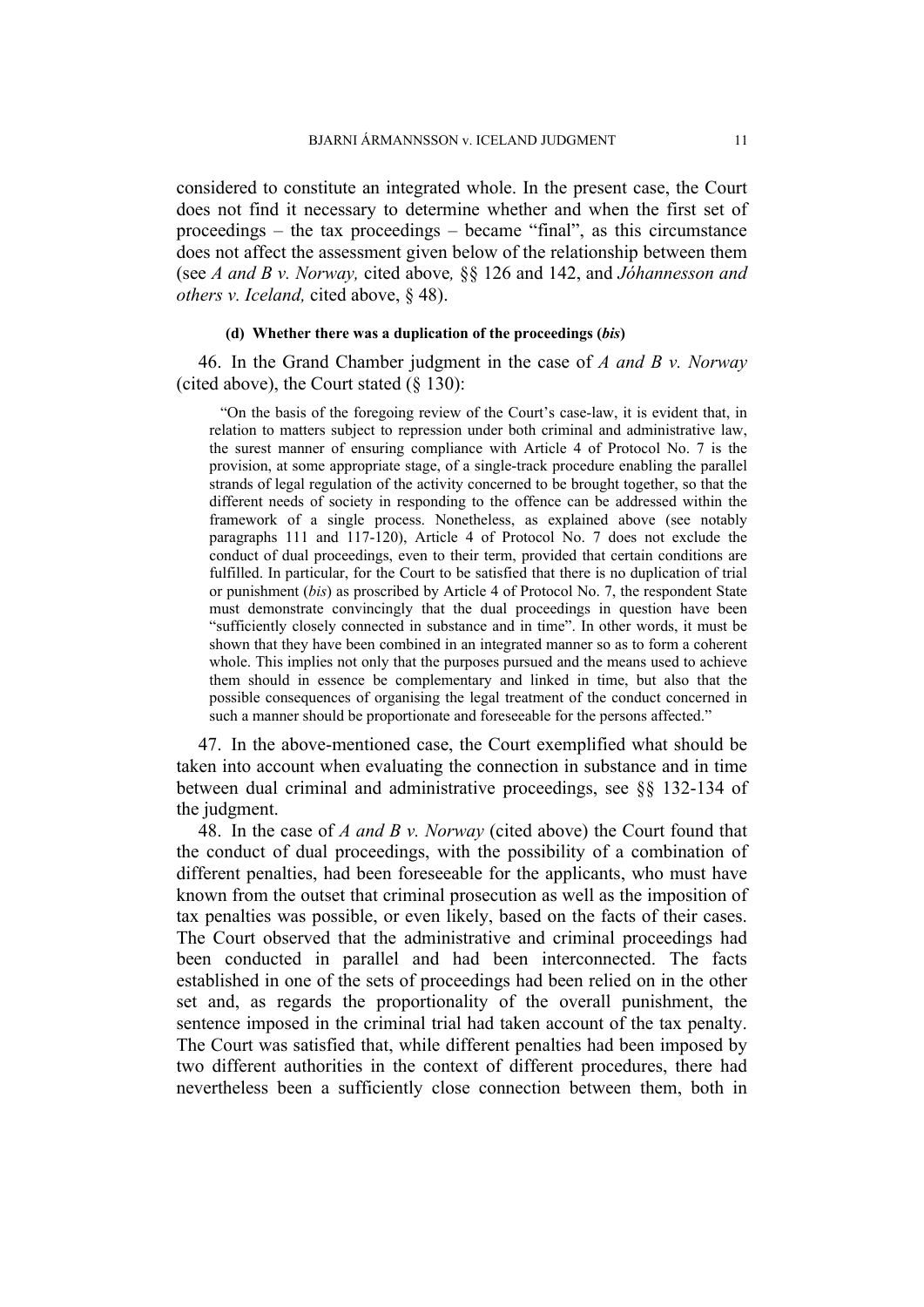considered to constitute an integrated whole. In the present case, the Court does not find it necessary to determine whether and when the first set of proceedings – the tax proceedings – became "final", as this circumstance does not affect the assessment given below of the relationship between them (see *A and B v. Norway,* cited above*,* §§ 126 and 142, and *Jóhannesson and others v. Iceland,* cited above, § 48).

#### (d) Whether there was a duplication of the proceedings (*bis*)

46. In the Grand Chamber judgment in the case of *A and B v. Norway* (cited above), the Court stated (§ 130):

> "On the basis of the foregoing review of the Court's case-law, it is evident that, in relation to matters subject to repression under both criminal and administrative law, the surest manner of ensuring compliance with Article 4 of Protocol No. 7 is the provision, at some appropriate stage, of a single-track procedure enabling the parallel strands of legal regulation of the activity concerned to be brought together, so that the different needs of society in responding to the offence can be addressed within the framework of a single process. Nonetheless, as explained above (see notably paragraphs 111 and 117-120), Article 4 of Protocol No. 7 does not exclude the conduct of dual proceedings, even to their term, provided that certain conditions are fulfilled. In particular, for the Court to be satisfied that there is no duplication of trial or punishment (*bis*) as proscribed by Article 4 of Protocol No. 7, the respondent State must demonstrate convincingly that the dual proceedings in question have been "sufficiently closely connected in substance and in time". In other words, it must be shown that they have been combined in an integrated manner so as to form a coherent whole. This implies not only that the purposes pursued and the means used to achieve them should in essence be complementary and linked in time, but also that the possible consequences of organising the legal treatment of the conduct concerned in such a manner should be proportionate and foreseeable for the persons affected."

47. In the above-mentioned case, the Court exemplified what should be taken into account when evaluating the connection in substance and in time between dual criminal and administrative proceedings, see §§ 132-134 of the judgment.

48. In the case of *A and B v. Norway* (cited above) the Court found that the conduct of dual proceedings, with the possibility of a combination of different penalties, had been foreseeable for the applicants, who must have known from the outset that criminal prosecution as well as the imposition of tax penalties was possible, or even likely, based on the facts of their cases. The Court observed that the administrative and criminal proceedings had been conducted in parallel and had been interconnected. The facts established in one of the sets of proceedings had been relied on in the other set and, as regards the proportionality of the overall punishment, the sentence imposed in the criminal trial had taken account of the tax penalty. The Court was satisfied that, while different penalties had been imposed by two different authorities in the context of different procedures, there had nevertheless been a sufficiently close connection between them, both in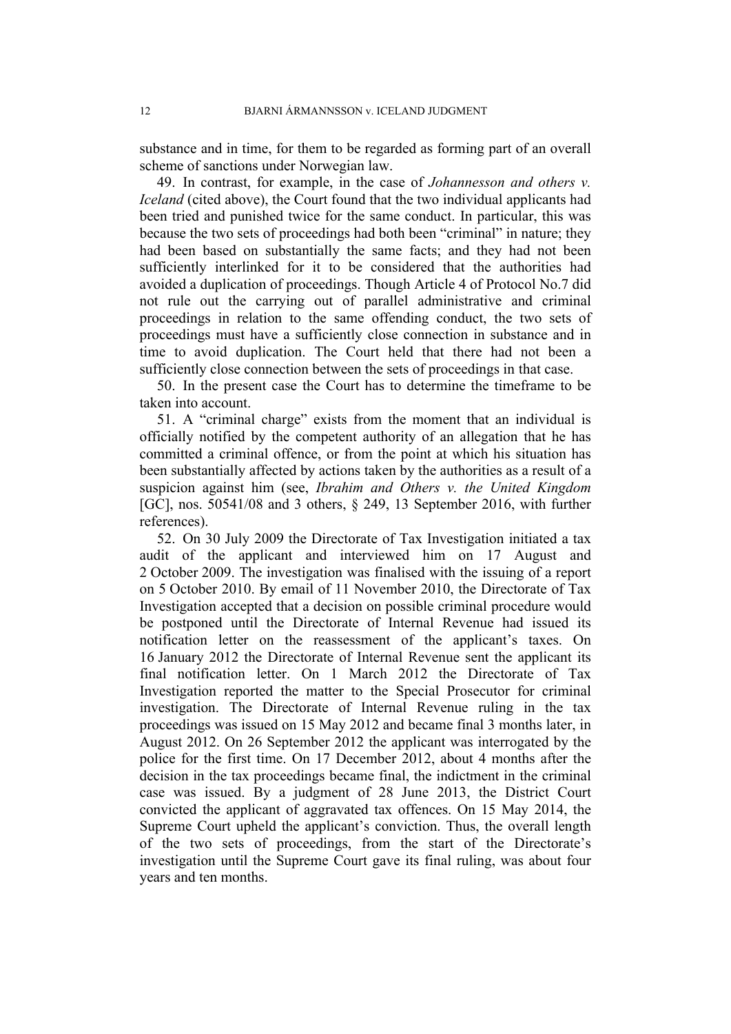substance and in time, for them to be regarded as forming part of an overall scheme of sanctions under Norwegian law.

49. In contrast, for example, in the case of *Johannesson and others v. Iceland* (cited above), the Court found that the two individual applicants had been tried and punished twice for the same conduct. In particular, this was because the two sets of proceedings had both been "criminal" in nature; they had been based on substantially the same facts; and they had not been sufficiently interlinked for it to be considered that the authorities had avoided a duplication of proceedings. Though Article 4 of Protocol No.7 did not rule out the carrying out of parallel administrative and criminal proceedings in relation to the same offending conduct, the two sets of proceedings must have a sufficiently close connection in substance and in time to avoid duplication. The Court held that there had not been a sufficiently close connection between the sets of proceedings in that case.

50. In the present case the Court has to determine the timeframe to be taken into account.

51. A "criminal charge" exists from the moment that an individual is officially notified by the competent authority of an allegation that he has committed a criminal offence, or from the point at which his situation has been substantially affected by actions taken by the authorities as a result of a suspicion against him (see, *Ibrahim and Others v. the United Kingdom* [GC], nos. 50541/08 and 3 others, § 249, 13 September 2016, with further references).

52. On 30 July 2009 the Directorate of Tax Investigation initiated a tax audit of the applicant and interviewed him on 17 August and 2 October 2009. The investigation was finalised with the issuing of a report on 5 October 2010. By email of 11 November 2010, the Directorate of Tax Investigation accepted that a decision on possible criminal procedure would be postponed until the Directorate of Internal Revenue had issued its notification letter on the reassessment of the applicant's taxes. On 16 January 2012 the Directorate of Internal Revenue sent the applicant its final notification letter. On 1 March 2012 the Directorate of Tax Investigation reported the matter to the Special Prosecutor for criminal investigation. The Directorate of Internal Revenue ruling in the tax proceedings was issued on 15 May 2012 and became final 3 months later, in August 2012. On 26 September 2012 the applicant was interrogated by the police for the first time. On 17 December 2012, about 4 months after the decision in the tax proceedings became final, the indictment in the criminal case was issued. By a judgment of 28 June 2013, the District Court convicted the applicant of aggravated tax offences. On 15 May 2014, the Supreme Court upheld the applicant's conviction. Thus, the overall length of the two sets of proceedings, from the start of the Directorate's investigation until the Supreme Court gave its final ruling, was about four years and ten months.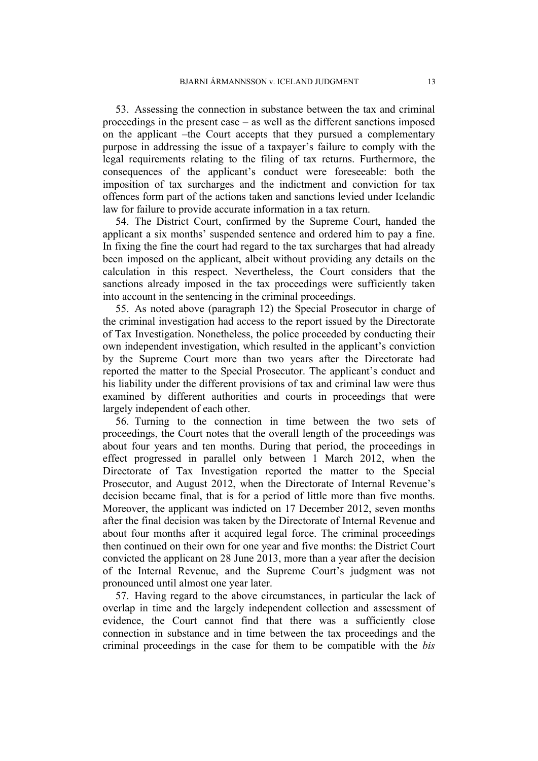53. Assessing the connection in substance between the tax and criminal proceedings in the present case – as well as the different sanctions imposed on the applicant –the Court accepts that they pursued a complementary purpose in addressing the issue of a taxpayer's failure to comply with the legal requirements relating to the filing of tax returns. Furthermore, the consequences of the applicant's conduct were foreseeable: both the imposition of tax surcharges and the indictment and conviction for tax offences form part of the actions taken and sanctions levied under Icelandic law for failure to provide accurate information in a tax return.

54. The District Court, confirmed by the Supreme Court, handed the applicant a six months' suspended sentence and ordered him to pay a fine. In fixing the fine the court had regard to the tax surcharges that had already been imposed on the applicant, albeit without providing any details on the calculation in this respect. Nevertheless, the Court considers that the sanctions already imposed in the tax proceedings were sufficiently taken into account in the sentencing in the criminal proceedings.

55. As noted above (paragraph 12) the Special Prosecutor in charge of the criminal investigation had access to the report issued by the Directorate of Tax Investigation. Nonetheless, the police proceeded by conducting their own independent investigation, which resulted in the applicant's conviction by the Supreme Court more than two years after the Directorate had reported the matter to the Special Prosecutor. The applicant's conduct and his liability under the different provisions of tax and criminal law were thus examined by different authorities and courts in proceedings that were largely independent of each other.

56. Turning to the connection in time between the two sets of proceedings, the Court notes that the overall length of the proceedings was about four years and ten months. During that period, the proceedings in effect progressed in parallel only between 1 March 2012, when the Directorate of Tax Investigation reported the matter to the Special Prosecutor, and August 2012, when the Directorate of Internal Revenue's decision became final, that is for a period of little more than five months. Moreover, the applicant was indicted on 17 December 2012, seven months after the final decision was taken by the Directorate of Internal Revenue and about four months after it acquired legal force. The criminal proceedings then continued on their own for one year and five months: the District Court convicted the applicant on 28 June 2013, more than a year after the decision of the Internal Revenue, and the Supreme Court's judgment was not pronounced until almost one year later.

57. Having regard to the above circumstances, in particular the lack of overlap in time and the largely independent collection and assessment of evidence, the Court cannot find that there was a sufficiently close connection in substance and in time between the tax proceedings and the criminal proceedings in the case for them to be compatible with the *bis*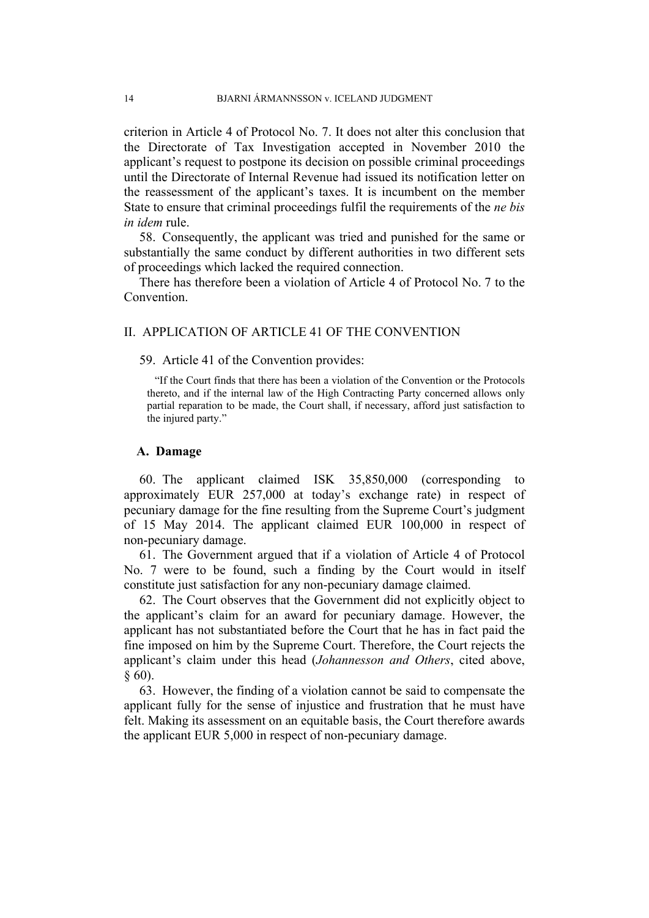criterion in Article 4 of Protocol No. 7. It does not alter this conclusion that the Directorate of Tax Investigation accepted in November 2010 the applicant's request to postpone its decision on possible criminal proceedings until the Directorate of Internal Revenue had issued its notification letter on the reassessment of the applicant's taxes. It is incumbent on the member State to ensure that criminal proceedings fulfil the requirements of the *ne bis in idem* rule.

58. Consequently, the applicant was tried and punished for the same or substantially the same conduct by different authorities in two different sets of proceedings which lacked the required connection.

There has therefore been a violation of Article 4 of Protocol No. 7 to the Convention.

## II. APPLICATION OF ARTICLE 41 OF THE CONVENTION

59. Article 41 of the Convention provides:

> "If the Court finds that there has been a violation of the Convention or the Protocols thereto, and if the internal law of the High Contracting Party concerned allows only partial reparation to be made, the Court shall, if necessary, afford just satisfaction to the injured party."

### A. Damage

60. The applicant claimed ISK 35,850,000 (corresponding to approximately EUR 257,000 at today's exchange rate) in respect of pecuniary damage for the fine resulting from the Supreme Court's judgment of 15 May 2014. The applicant claimed EUR 100,000 in respect of non-pecuniary damage.

61. The Government argued that if a violation of Article 4 of Protocol No. 7 were to be found, such a finding by the Court would in itself constitute just satisfaction for any non-pecuniary damage claimed.

62. The Court observes that the Government did not explicitly object to the applicant's claim for an award for pecuniary damage. However, the applicant has not substantiated before the Court that he has in fact paid the fine imposed on him by the Supreme Court. Therefore, the Court rejects the applicant's claim under this head (*Johannesson and Others*, cited above, § 60).

63. However, the finding of a violation cannot be said to compensate the applicant fully for the sense of injustice and frustration that he must have felt. Making its assessment on an equitable basis, the Court therefore awards the applicant EUR 5,000 in respect of non-pecuniary damage.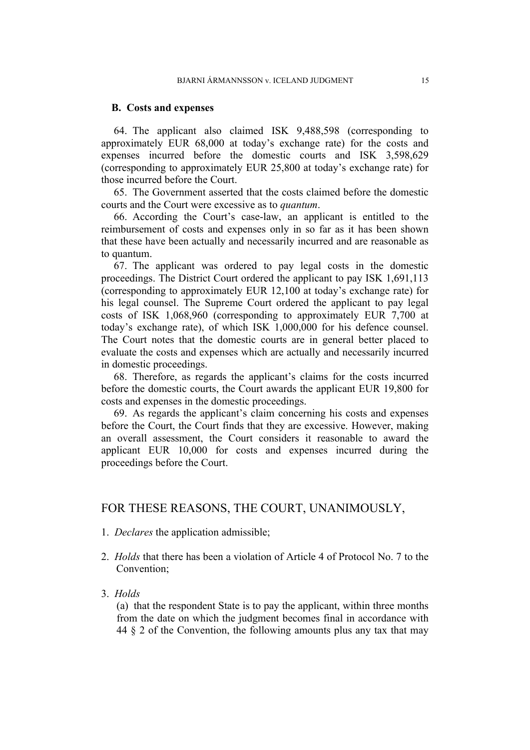## B. Costs and expenses

64. The applicant also claimed ISK 9,488,598 (corresponding to approximately EUR 68,000 at today's exchange rate) for the costs and expenses incurred before the domestic courts and ISK 3,598,629 (corresponding to approximately EUR 25,800 at today's exchange rate) for those incurred before the Court.

65. The Government asserted that the costs claimed before the domestic courts and the Court were excessive as to *quantum*.

66. According the Court's case-law, an applicant is entitled to the reimbursement of costs and expenses only in so far as it has been shown that these have been actually and necessarily incurred and are reasonable as to quantum.

67. The applicant was ordered to pay legal costs in the domestic proceedings. The District Court ordered the applicant to pay ISK 1,691,113 (corresponding to approximately EUR 12,100 at today's exchange rate) for his legal counsel. The Supreme Court ordered the applicant to pay legal costs of ISK 1,068,960 (corresponding to approximately EUR 7,700 at today's exchange rate), of which ISK 1,000,000 for his defence counsel. The Court notes that the domestic courts are in general better placed to evaluate the costs and expenses which are actually and necessarily incurred in domestic proceedings.

68. Therefore, as regards the applicant's claims for the costs incurred before the domestic courts, the Court awards the applicant EUR 19,800 for costs and expenses in the domestic proceedings.

69. As regards the applicant's claim concerning his costs and expenses before the Court, the Court finds that they are excessive. However, making an overall assessment, the Court considers it reasonable to award the applicant EUR 10,000 for costs and expenses incurred during the proceedings before the Court.

## FOR THESE REASONS, THE COURT, UNANIMOUSLY,

1. *Declares* the application admissible;

2. *Holds* that there has been a violation of Article 4 of Protocol No. 7 to the Convention;

3. *Holds*
   (a) that the respondent State is to pay the applicant, within three months from the date on which the judgment becomes final in accordance with 44 § 2 of the Convention, the following amounts plus any tax that may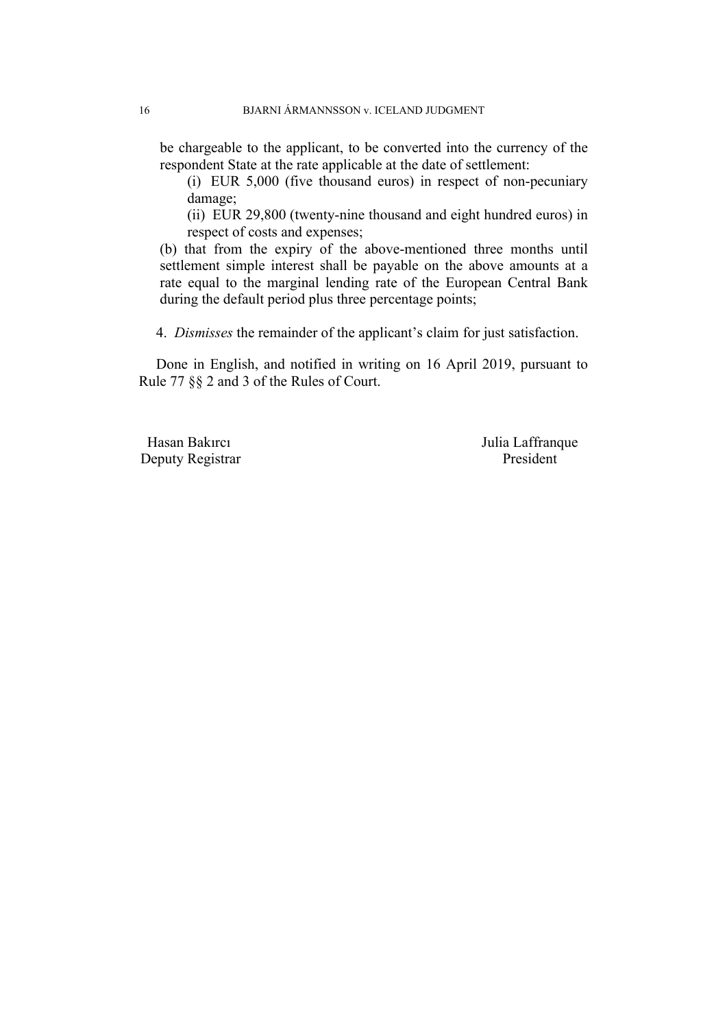be chargeable to the applicant, to be converted into the currency of the respondent State at the rate applicable at the date of settlement:

(i) EUR 5,000 (five thousand euros) in respect of non-pecuniary damage;

(ii) EUR 29,800 (twenty-nine thousand and eight hundred euros) in respect of costs and expenses;

(b) that from the expiry of the above-mentioned three months until settlement simple interest shall be payable on the above amounts at a rate equal to the marginal lending rate of the European Central Bank during the default period plus three percentage points;

4. *Dismisses* the remainder of the applicant's claim for just satisfaction.

Done in English, and notified in writing on 16 April 2019, pursuant to Rule 77 §§ 2 and 3 of the Rules of Court.

| | |
|---|---|
| Hasan Bakırcı | Julia Laffranque |
| Deputy Registrar | President |